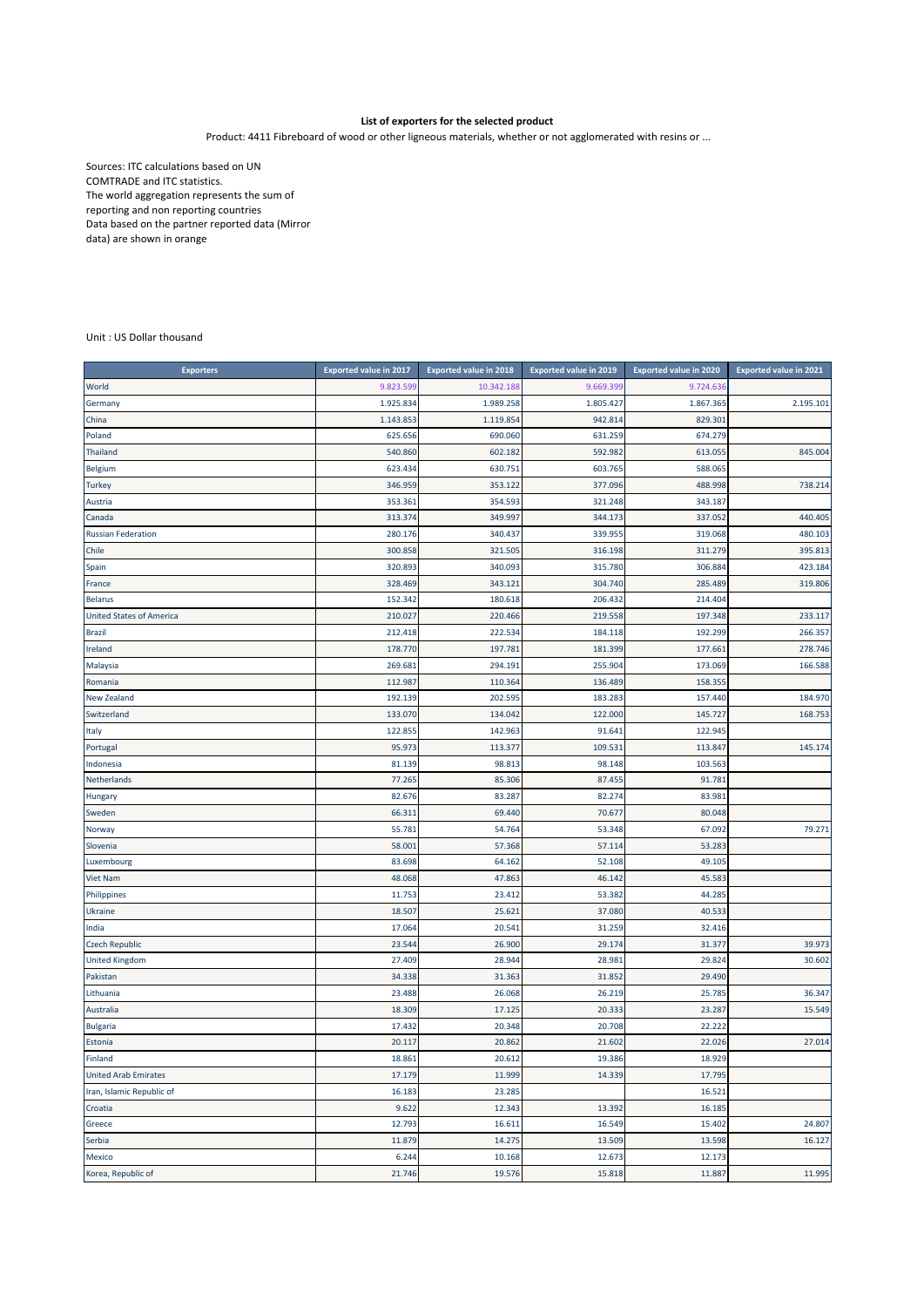**List of exporters for the selected product**

Product: 4411 Fibreboard of wood or other ligneous materials, whether or not agglomerated with resins or ...

Sources: ITC calculations based on UN COMTRADE and ITC statistics.
The world aggregation represents the sum of reporting and non reporting countries
Data based on the partner reported data (Mirror data) are shown in orange

Unit : US Dollar thousand

| Exporters | Exported value in 2017 | Exported value in 2018 | Exported value in 2019 | Exported value in 2020 | Exported value in 2021 |
|---|---|---|---|---|---|
| World | 9.823.599 | 10.342.188 | 9.669.399 | 9.724.636 | |
| Germany | 1.925.834 | 1.989.258 | 1.805.427 | 1.867.365 | 2.195.101 |
| China | 1.143.853 | 1.119.854 | 942.814 | 829.301 | |
| Poland | 625.656 | 690.060 | 631.259 | 674.279 | |
| Thailand | 540.860 | 602.182 | 592.982 | 613.055 | 845.004 |
| Belgium | 623.434 | 630.751 | 603.765 | 588.065 | |
| Turkey | 346.959 | 353.122 | 377.096 | 488.998 | 738.214 |
| Austria | 353.361 | 354.593 | 321.248 | 343.187 | |
| Canada | 313.374 | 349.997 | 344.173 | 337.052 | 440.405 |
| Russian Federation | 280.176 | 340.437 | 339.955 | 319.068 | 480.103 |
| Chile | 300.858 | 321.505 | 316.198 | 311.279 | 395.813 |
| Spain | 320.893 | 340.093 | 315.780 | 306.884 | 423.184 |
| France | 328.469 | 343.121 | 304.740 | 285.489 | 319.806 |
| Belarus | 152.342 | 180.618 | 206.432 | 214.404 | |
| United States of America | 210.027 | 220.466 | 219.558 | 197.348 | 233.117 |
| Brazil | 212.418 | 222.534 | 184.118 | 192.299 | 266.357 |
| Ireland | 178.770 | 197.781 | 181.399 | 177.661 | 278.746 |
| Malaysia | 269.681 | 294.191 | 255.904 | 173.069 | 166.588 |
| Romania | 112.987 | 110.364 | 136.489 | 158.355 | |
| New Zealand | 192.139 | 202.595 | 183.283 | 157.440 | 184.970 |
| Switzerland | 133.070 | 134.042 | 122.000 | 145.727 | 168.753 |
| Italy | 122.855 | 142.963 | 91.641 | 122.945 | |
| Portugal | 95.973 | 113.377 | 109.531 | 113.847 | 145.174 |
| Indonesia | 81.139 | 98.813 | 98.148 | 103.563 | |
| Netherlands | 77.265 | 85.306 | 87.455 | 91.781 | |
| Hungary | 82.676 | 83.287 | 82.274 | 83.981 | |
| Sweden | 66.311 | 69.440 | 70.677 | 80.048 | |
| Norway | 55.781 | 54.764 | 53.348 | 67.092 | 79.271 |
| Slovenia | 58.001 | 57.368 | 57.114 | 53.283 | |
| Luxembourg | 83.698 | 64.162 | 52.108 | 49.105 | |
| Viet Nam | 48.068 | 47.863 | 46.142 | 45.583 | |
| Philippines | 11.753 | 23.412 | 53.382 | 44.285 | |
| Ukraine | 18.507 | 25.621 | 37.080 | 40.533 | |
| India | 17.064 | 20.541 | 31.259 | 32.416 | |
| Czech Republic | 23.544 | 26.900 | 29.174 | 31.377 | 39.973 |
| United Kingdom | 27.409 | 28.944 | 28.981 | 29.824 | 30.602 |
| Pakistan | 34.338 | 31.363 | 31.852 | 29.490 | |
| Lithuania | 23.488 | 26.068 | 26.219 | 25.785 | 36.347 |
| Australia | 18.309 | 17.125 | 20.333 | 23.287 | 15.549 |
| Bulgaria | 17.432 | 20.348 | 20.708 | 22.222 | |
| Estonia | 20.117 | 20.862 | 21.602 | 22.026 | 27.014 |
| Finland | 18.861 | 20.612 | 19.386 | 18.929 | |
| United Arab Emirates | 17.179 | 11.999 | 14.339 | 17.795 | |
| Iran, Islamic Republic of | 16.183 | 23.285 | | 16.521 | |
| Croatia | 9.622 | 12.343 | 13.392 | 16.185 | |
| Greece | 12.793 | 16.611 | 16.549 | 15.402 | 24.807 |
| Serbia | 11.879 | 14.275 | 13.509 | 13.598 | 16.127 |
| Mexico | 6.244 | 10.168 | 12.673 | 12.173 | |
| Korea, Republic of | 21.746 | 19.576 | 15.818 | 11.887 | 11.995 |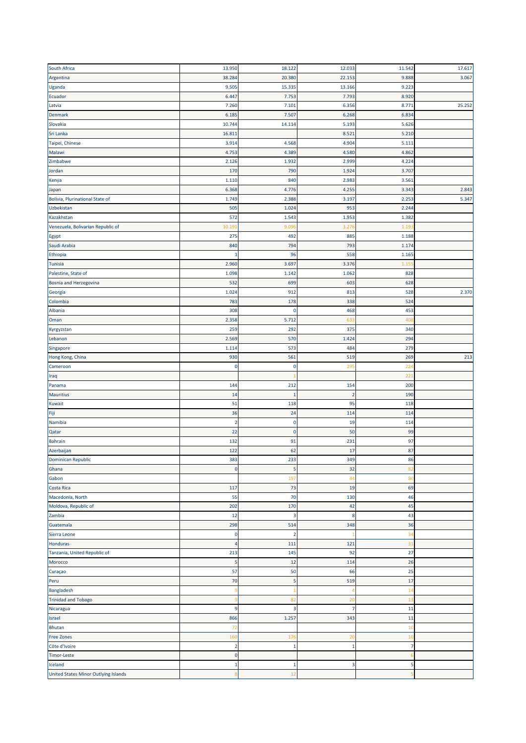| | | | | | |
|---|---|---|---|---|---|
| South Africa | 13.950 | 18.122 | 12.033 | 11.542 | 17.617 |
| Argentina | 38.284 | 20.380 | 22.153 | 9.888 | 3.067 |
| Uganda | 9.505 | 15.335 | 13.166 | 9.223 | |
| Ecuador | 6.447 | 7.753 | 7.793 | 8.920 | |
| Latvia | 7.260 | 7.101 | 6.356 | 8.771 | 25.252 |
| Denmark | 6.185 | 7.507 | 6.268 | 6.834 | |
| Slovakia | 10.744 | 14.114 | 5.193 | 5.626 | |
| Sri Lanka | 16.811 | | 8.521 | 5.210 | |
| Taipei, Chinese | 3.914 | 4.568 | 4.904 | 5.111 | |
| Malawi | 4.753 | 4.389 | 4.580 | 4.862 | |
| Zimbabwe | 2.126 | 1.932 | 2.999 | 4.224 | |
| Jordan | 170 | 790 | 1.924 | 3.707 | |
| Kenya | 1.110 | 840 | 2.983 | 3.561 | |
| Japan | 6.368 | 4.776 | 4.255 | 3.343 | 2.843 |
| Bolivia, Plurinational State of | 1.749 | 2.388 | 3.197 | 2.253 | 5.347 |
| Uzbekistan | 505 | 1.024 | 953 | 2.244 | |
| Kazakhstan | 572 | 1.543 | 1.953 | 1.382 | |
| Venezuela, Bolivarian Republic of | 10.191 | 9.096 | 3.276 | 1.193 | |
| Egypt | 275 | 492 | 885 | 1.188 | |
| Saudi Arabia | 840 | 794 | 793 | 1.174 | |
| Ethiopia | 1 | 96 | 558 | 1.165 | |
| Tunisia | 2.960 | 3.697 | 3.376 | 1.155 | |
| Palestine, State of | 1.098 | 1.142 | 1.062 | 828 | |
| Bosnia and Herzegovina | 532 | 699 | 603 | 628 | |
| Georgia | 1.024 | 912 | 813 | 528 | 2.370 |
| Colombia | 783 | 178 | 338 | 524 | |
| Albania | 308 | 0 | 468 | 453 | |
| Oman | 2.358 | 5.712 | 633 | 408 | |
| Kyrgyzstan | 259 | 292 | 375 | 340 | |
| Lebanon | 2.569 | 570 | 1.424 | 294 | |
| Singapore | 1.114 | 573 | 484 | 279 | |
| Hong Kong, China | 930 | 561 | 519 | 269 | 213 |
| Cameroon | 0 | 0 | 295 | 224 | |
| Iraq | | 1 | | 221 | |
| Panama | 144 | 212 | 154 | 200 | |
| Mauritius | 14 | 1 | 2 | 190 | |
| Kuwait | 51 | 118 | 95 | 118 | |
| Fiji | 36 | 24 | 114 | 114 | |
| Namibia | 2 | 0 | 19 | 114 | |
| Qatar | 22 | 0 | 50 | 99 | |
| Bahrain | 132 | 91 | 231 | 97 | |
| Azerbaijan | 122 | 62 | 17 | 87 | |
| Dominican Republic | 383 | 233 | 349 | 86 | |
| Ghana | 0 | 5 | 32 | 82 | |
| Gabon | | 197 | 44 | 80 | |
| Costa Rica | 117 | 73 | 19 | 69 | |
| Macedonia, North | 55 | 70 | 130 | 46 | |
| Moldova, Republic of | 202 | 170 | 42 | 45 | |
| Zambia | 12 | 3 | 8 | 43 | |
| Guatemala | 298 | 514 | 348 | 36 | |
| Sierra Leone | 0 | 2 | 1 | 34 | |
| Honduras | 4 | 111 | 121 | 31 | |
| Tanzania, United Republic of | 213 | 145 | 92 | 27 | |
| Morocco | 5 | 12 | 114 | 26 | |
| Curaçao | 57 | 50 | 66 | 25 | |
| Peru | 70 | 5 | 519 | 17 | |
| Bangladesh | 9 | 1 | 4 | 14 | |
| Trinidad and Tobago | 9 | 82 | 20 | 13 | |
| Nicaragua | 9 | 3 | 7 | 11 | |
| Israel | 866 | 1.257 | 343 | 11 | |
| Bhutan | 72 | | | 10 | |
| Free Zones | 160 | 176 | 20 | 10 | |
| Côte d'Ivoire | 2 | 1 | 1 | 7 | |
| Timor-Leste | 0 | | | 6 | |
| Iceland | 1 | 1 | 3 | 5 | |
| United States Minor Outlying Islands | 8 | 12 | | 5 | |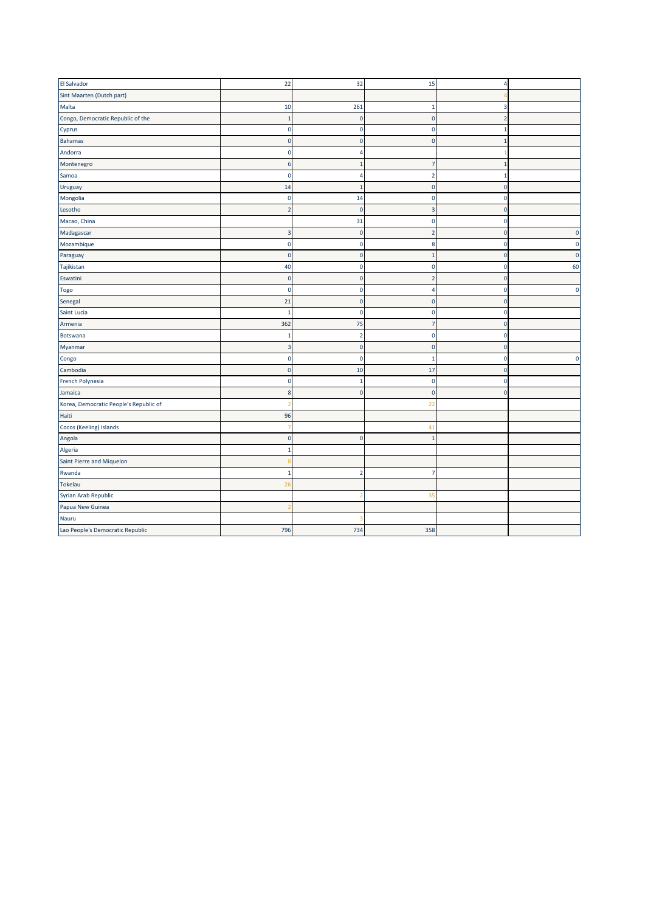| | | | | | |
|---|---|---|---|---|---|
| El Salvador | 22 | 32 | 15 | 4 | |
| Sint Maarten (Dutch part) | | | | 4 | |
| Malta | 10 | 261 | 1 | 3 | |
| Congo, Democratic Republic of the | 1 | 0 | 0 | 2 | |
| Cyprus | 0 | 0 | 0 | 1 | |
| Bahamas | 0 | 0 | 0 | 1 | |
| Andorra | 0 | 4 | | 1 | |
| Montenegro | 6 | 1 | 7 | 1 | |
| Samoa | 0 | 4 | 2 | 1 | |
| Uruguay | 14 | 1 | 0 | 0 | |
| Mongolia | 0 | 14 | 0 | 0 | |
| Lesotho | 2 | 0 | 3 | 0 | |
| Macao, China | | 31 | 0 | 0 | |
| Madagascar | 3 | 0 | 2 | 0 | 0 |
| Mozambique | 0 | 0 | 8 | 0 | 0 |
| Paraguay | 0 | 0 | 1 | 0 | 0 |
| Tajikistan | 40 | 0 | 0 | 0 | 60 |
| Eswatini | 0 | 0 | 2 | 0 | |
| Togo | 0 | 0 | 4 | 0 | 0 |
| Senegal | 21 | 0 | 0 | 0 | |
| Saint Lucia | 1 | 0 | 0 | 0 | |
| Armenia | 362 | 75 | 7 | 0 | |
| Botswana | 1 | 2 | 0 | 0 | |
| Myanmar | 3 | 0 | 0 | 0 | |
| Congo | 0 | 0 | 1 | 0 | 0 |
| Cambodia | 0 | 10 | 17 | 0 | |
| French Polynesia | 0 | 1 | 0 | 0 | |
| Jamaica | 8 | 0 | 0 | 0 | |
| Korea, Democratic People's Republic of | 2 | | 22 | | |
| Haiti | 96 | | | | |
| Cocos (Keeling) Islands | 7 | | 41 | | |
| Angola | 0 | 0 | 1 | | |
| Algeria | 1 | | | | |
| Saint Pierre and Miquelon | 8 | | | | |
| Rwanda | 1 | 2 | 7 | | |
| Tokelau | 26 | | | | |
| Syrian Arab Republic | | 2 | 35 | | |
| Papua New Guinea | 2 | | | | |
| Nauru | | 3 | | | |
| Lao People's Democratic Republic | 796 | 734 | 358 | | |